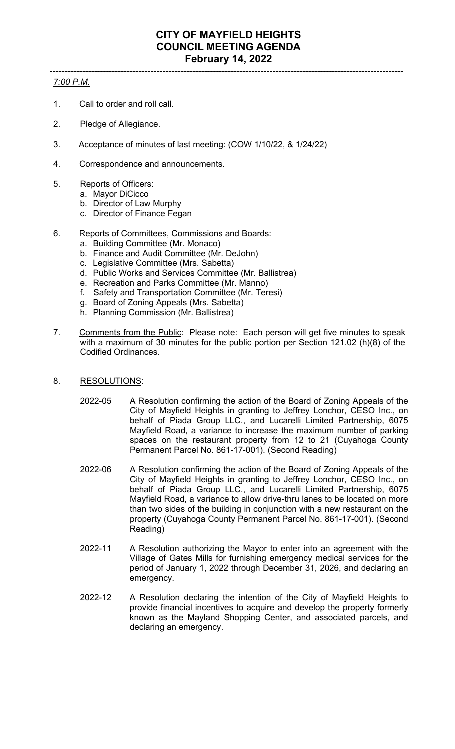# CITY OF MAYFIELD HEIGHTS
# COUNCIL MEETING AGENDA
## February 14, 2022

---

*7:00 P.M.*

1. Call to order and roll call.

2. Pledge of Allegiance.

3. Acceptance of minutes of last meeting: (COW 1/10/22, & 1/24/22)

4. Correspondence and announcements.

5. Reports of Officers:
   a. Mayor DiCicco
   b. Director of Law Murphy
   c. Director of Finance Fegan

6. Reports of Committees, Commissions and Boards:
   a. Building Committee (Mr. Monaco)
   b. Finance and Audit Committee (Mr. DeJohn)
   c. Legislative Committee (Mrs. Sabetta)
   d. Public Works and Services Committee (Mr. Ballistrea)
   e. Recreation and Parks Committee (Mr. Manno)
   f. Safety and Transportation Committee (Mr. Teresi)
   g. Board of Zoning Appeals (Mrs. Sabetta)
   h. Planning Commission (Mr. Ballistrea)

7. Comments from the Public: Please note: Each person will get five minutes to speak with a maximum of 30 minutes for the public portion per Section 121.02 (h)(8) of the Codified Ordinances.

8. RESOLUTIONS:

   2022-05 A Resolution confirming the action of the Board of Zoning Appeals of the City of Mayfield Heights in granting to Jeffrey Lonchor, CESO Inc., on behalf of Piada Group LLC., and Lucarelli Limited Partnership, 6075 Mayfield Road, a variance to increase the maximum number of parking spaces on the restaurant property from 12 to 21 (Cuyahoga County Permanent Parcel No. 861-17-001). (Second Reading)

   2022-06 A Resolution confirming the action of the Board of Zoning Appeals of the City of Mayfield Heights in granting to Jeffrey Lonchor, CESO Inc., on behalf of Piada Group LLC., and Lucarelli Limited Partnership, 6075 Mayfield Road, a variance to allow drive-thru lanes to be located on more than two sides of the building in conjunction with a new restaurant on the property (Cuyahoga County Permanent Parcel No. 861-17-001). (Second Reading)

   2022-11 A Resolution authorizing the Mayor to enter into an agreement with the Village of Gates Mills for furnishing emergency medical services for the period of January 1, 2022 through December 31, 2026, and declaring an emergency.

   2022-12 A Resolution declaring the intention of the City of Mayfield Heights to provide financial incentives to acquire and develop the property formerly known as the Mayland Shopping Center, and associated parcels, and declaring an emergency.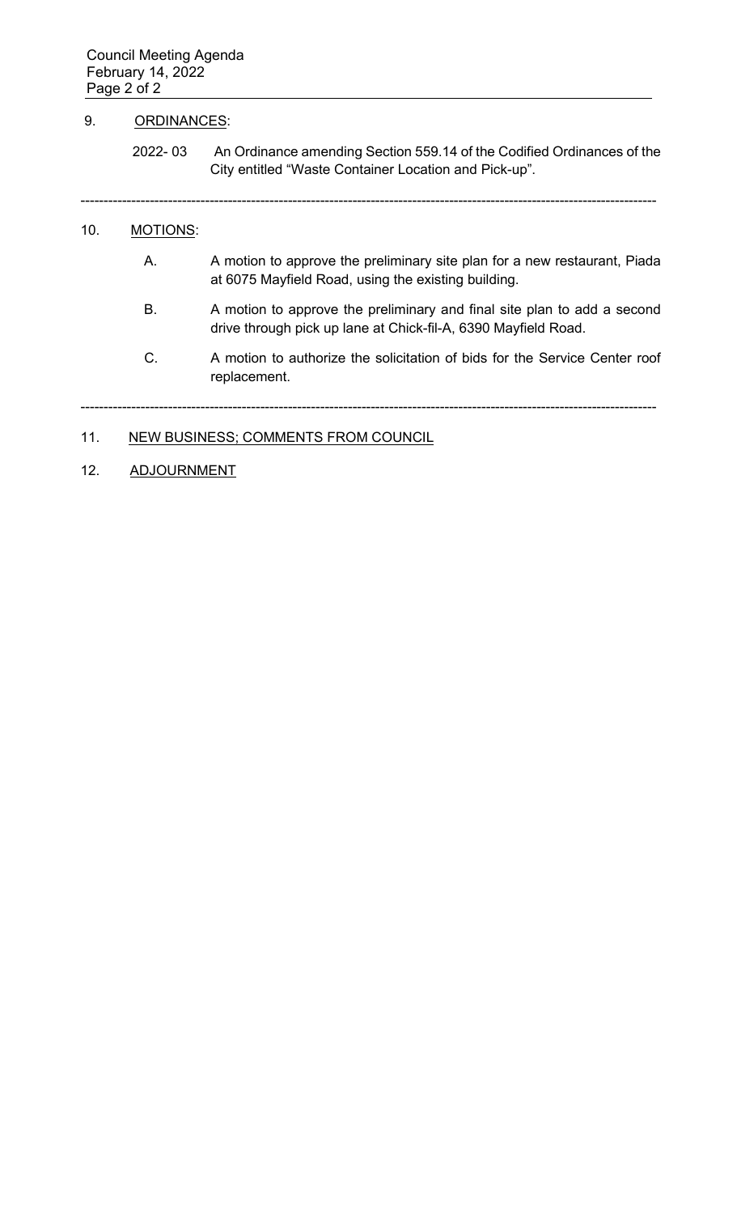9. ORDINANCES:

2022- 03 An Ordinance amending Section 559.14 of the Codified Ordinances of the City entitled "Waste Container Location and Pick-up".

---

10. MOTIONS:

A. A motion to approve the preliminary site plan for a new restaurant, Piada at 6075 Mayfield Road, using the existing building.

B. A motion to approve the preliminary and final site plan to add a second drive through pick up lane at Chick-fil-A, 6390 Mayfield Road.

C. A motion to authorize the solicitation of bids for the Service Center roof replacement.

---

11. NEW BUSINESS; COMMENTS FROM COUNCIL

12. ADJOURNMENT